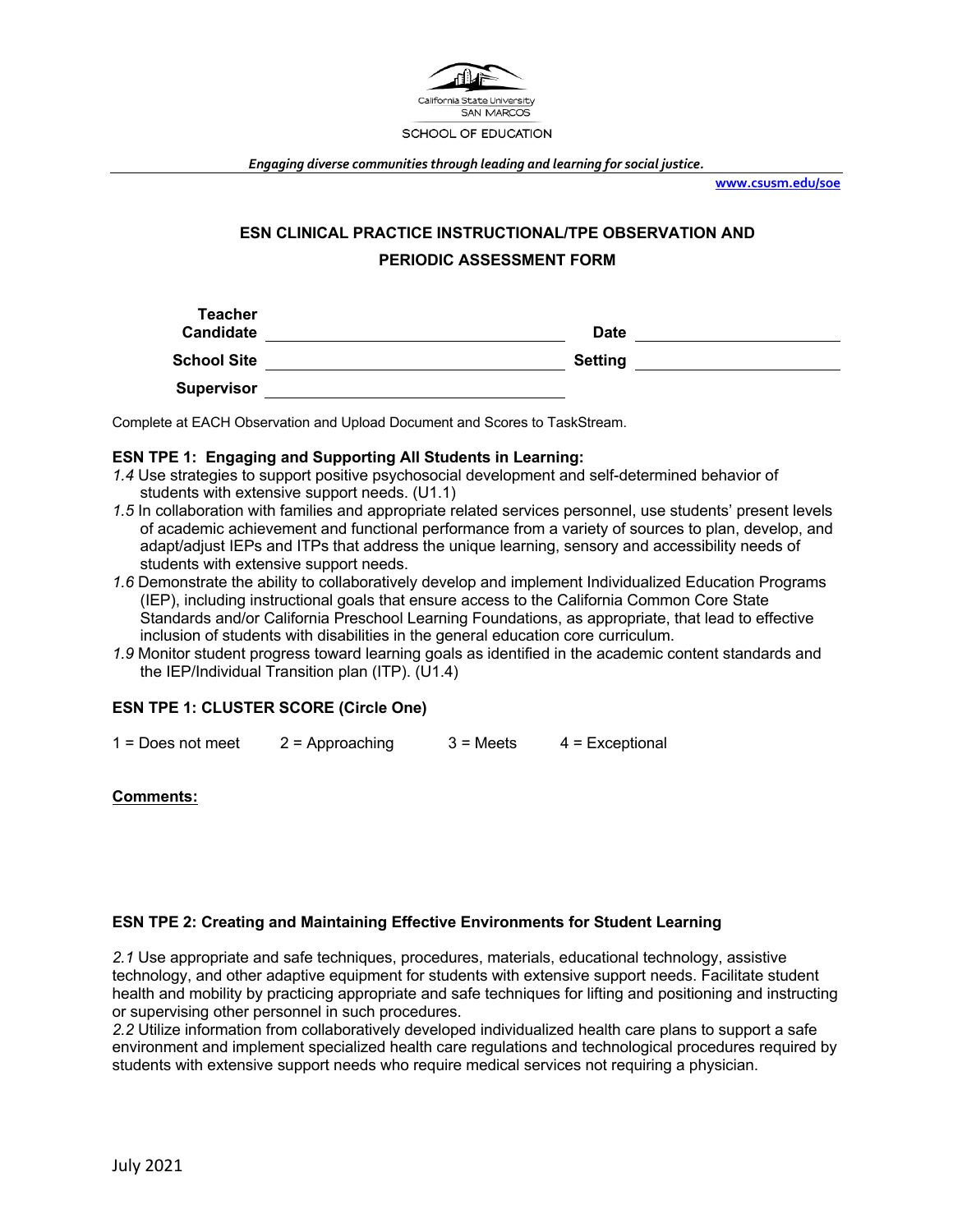California State University
SAN MARCOS

SCHOOL OF EDUCATION

*Engaging diverse communities through leading and learning for social justice.*

www.csusm.edu/soe

## ESN CLINICAL PRACTICE INSTRUCTIONAL/TPE OBSERVATION AND PERIODIC ASSESSMENT FORM

| | | | |
|---|---|---|---|
| **Teacher Candidate** | ______________________ | **Date** | ______________ |
| **School Site** | ______________________ | **Setting** | ______________ |
| **Supervisor** | ______________________ | | |

Complete at EACH Observation and Upload Document and Scores to TaskStream.

### ESN TPE 1: Engaging and Supporting All Students in Learning:

*1.4* Use strategies to support positive psychosocial development and self-determined behavior of students with extensive support needs. (U1.1)

*1.5* In collaboration with families and appropriate related services personnel, use students' present levels of academic achievement and functional performance from a variety of sources to plan, develop, and adapt/adjust IEPs and ITPs that address the unique learning, sensory and accessibility needs of students with extensive support needs.

*1.6* Demonstrate the ability to collaboratively develop and implement Individualized Education Programs (IEP), including instructional goals that ensure access to the California Common Core State Standards and/or California Preschool Learning Foundations, as appropriate, that lead to effective inclusion of students with disabilities in the general education core curriculum.

*1.9* Monitor student progress toward learning goals as identified in the academic content standards and the IEP/Individual Transition plan (ITP). (U1.4)

**ESN TPE 1: CLUSTER SCORE (Circle One)**

1 = Does not meet     2 = Approaching     3 = Meets     4 = Exceptional

**Comments:**

### ESN TPE 2: Creating and Maintaining Effective Environments for Student Learning

*2.1* Use appropriate and safe techniques, procedures, materials, educational technology, assistive technology, and other adaptive equipment for students with extensive support needs. Facilitate student health and mobility by practicing appropriate and safe techniques for lifting and positioning and instructing or supervising other personnel in such procedures.

*2.2* Utilize information from collaboratively developed individualized health care plans to support a safe environment and implement specialized health care regulations and technological procedures required by students with extensive support needs who require medical services not requiring a physician.

July 2021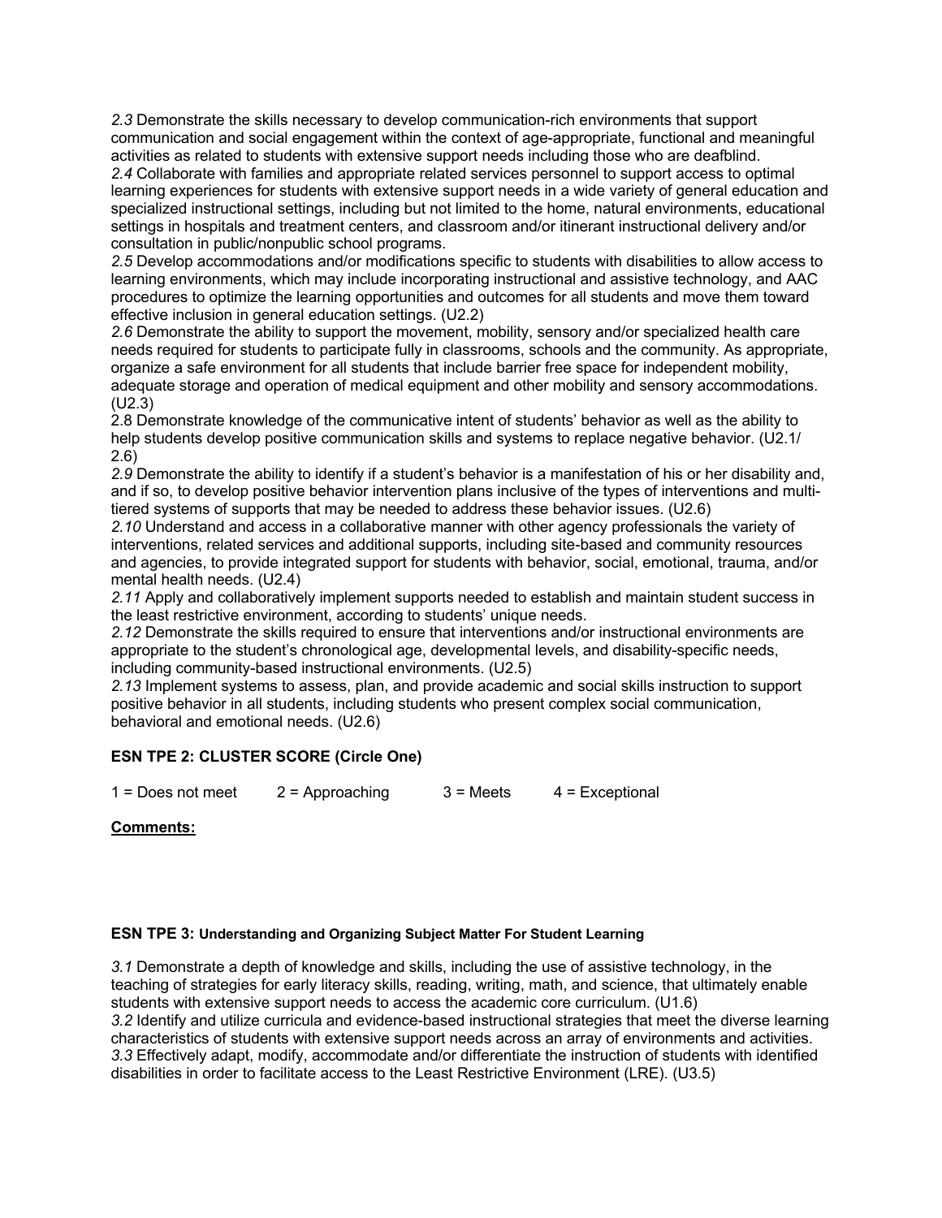*2.3* Demonstrate the skills necessary to develop communication-rich environments that support communication and social engagement within the context of age-appropriate, functional and meaningful activities as related to students with extensive support needs including those who are deafblind.
*2.4* Collaborate with families and appropriate related services personnel to support access to optimal learning experiences for students with extensive support needs in a wide variety of general education and specialized instructional settings, including but not limited to the home, natural environments, educational settings in hospitals and treatment centers, and classroom and/or itinerant instructional delivery and/or consultation in public/nonpublic school programs.
*2.5* Develop accommodations and/or modifications specific to students with disabilities to allow access to learning environments, which may include incorporating instructional and assistive technology, and AAC procedures to optimize the learning opportunities and outcomes for all students and move them toward effective inclusion in general education settings. (U2.2)
*2.6* Demonstrate the ability to support the movement, mobility, sensory and/or specialized health care needs required for students to participate fully in classrooms, schools and the community. As appropriate, organize a safe environment for all students that include barrier free space for independent mobility, adequate storage and operation of medical equipment and other mobility and sensory accommodations. (U2.3)
2.8 Demonstrate knowledge of the communicative intent of students' behavior as well as the ability to help students develop positive communication skills and systems to replace negative behavior. (U2.1/ 2.6)
*2.9* Demonstrate the ability to identify if a student's behavior is a manifestation of his or her disability and, and if so, to develop positive behavior intervention plans inclusive of the types of interventions and multi-tiered systems of supports that may be needed to address these behavior issues. (U2.6)
*2.10* Understand and access in a collaborative manner with other agency professionals the variety of interventions, related services and additional supports, including site-based and community resources and agencies, to provide integrated support for students with behavior, social, emotional, trauma, and/or mental health needs. (U2.4)
*2.11* Apply and collaboratively implement supports needed to establish and maintain student success in the least restrictive environment, according to students' unique needs.
*2.12* Demonstrate the skills required to ensure that interventions and/or instructional environments are appropriate to the student's chronological age, developmental levels, and disability-specific needs, including community-based instructional environments. (U2.5)
*2.13* Implement systems to assess, plan, and provide academic and social skills instruction to support positive behavior in all students, including students who present complex social communication, behavioral and emotional needs. (U2.6)

**ESN TPE 2: CLUSTER SCORE (Circle One)**

1 = Does not meet    2 = Approaching    3 = Meets    4 = Exceptional

**Comments:**

**ESN TPE 3: Understanding and Organizing Subject Matter For Student Learning**

*3.1* Demonstrate a depth of knowledge and skills, including the use of assistive technology, in the teaching of strategies for early literacy skills, reading, writing, math, and science, that ultimately enable students with extensive support needs to access the academic core curriculum. (U1.6)
*3.2* Identify and utilize curricula and evidence-based instructional strategies that meet the diverse learning characteristics of students with extensive support needs across an array of environments and activities.
*3.3* Effectively adapt, modify, accommodate and/or differentiate the instruction of students with identified disabilities in order to facilitate access to the Least Restrictive Environment (LRE). (U3.5)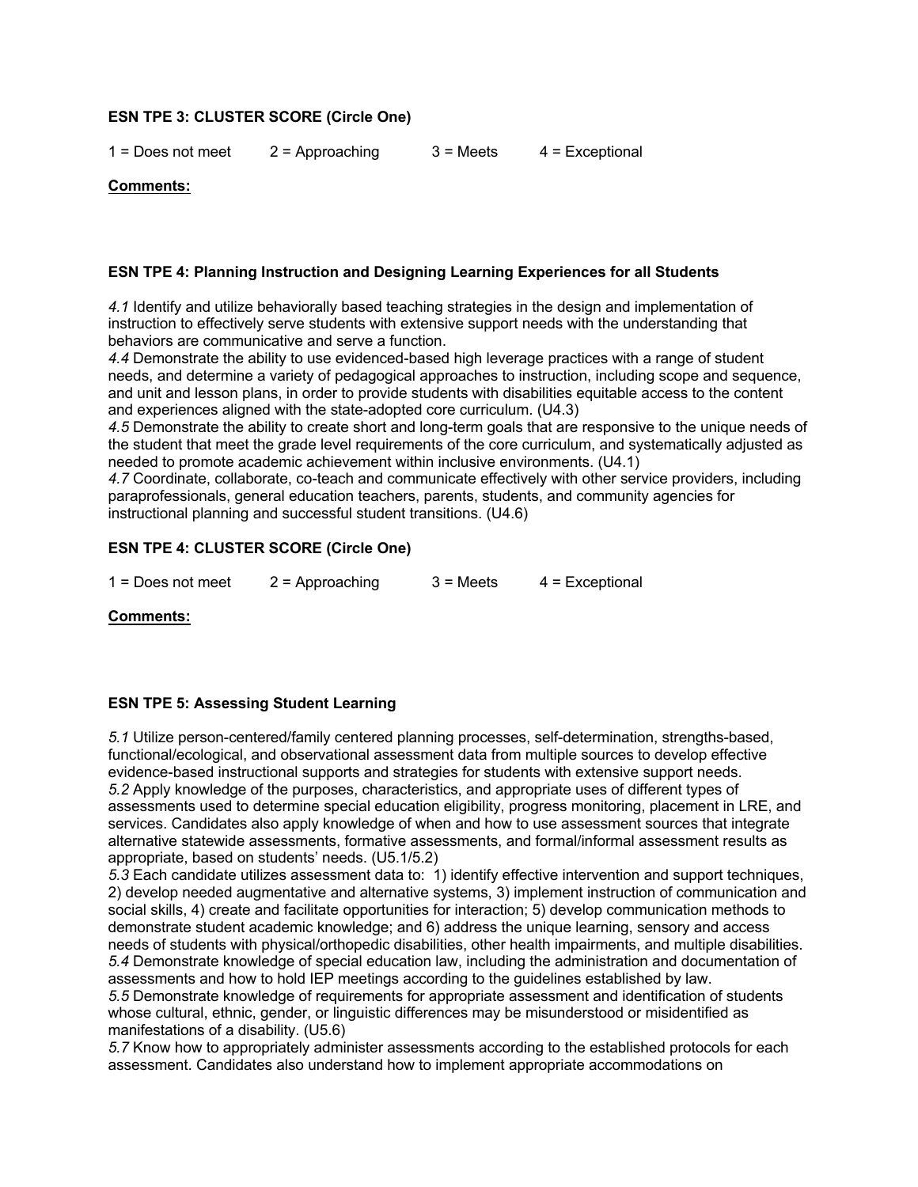**ESN TPE 3: CLUSTER SCORE (Circle One)**

1 = Does not meet 2 = Approaching 3 = Meets 4 = Exceptional

**Comments:**

**ESN TPE 4: Planning Instruction and Designing Learning Experiences for all Students**

*4.1* Identify and utilize behaviorally based teaching strategies in the design and implementation of instruction to effectively serve students with extensive support needs with the understanding that behaviors are communicative and serve a function.
*4.4* Demonstrate the ability to use evidenced-based high leverage practices with a range of student needs, and determine a variety of pedagogical approaches to instruction, including scope and sequence, and unit and lesson plans, in order to provide students with disabilities equitable access to the content and experiences aligned with the state-adopted core curriculum. (U4.3)
*4.5* Demonstrate the ability to create short and long-term goals that are responsive to the unique needs of the student that meet the grade level requirements of the core curriculum, and systematically adjusted as needed to promote academic achievement within inclusive environments. (U4.1)
*4.7* Coordinate, collaborate, co-teach and communicate effectively with other service providers, including paraprofessionals, general education teachers, parents, students, and community agencies for instructional planning and successful student transitions. (U4.6)

**ESN TPE 4: CLUSTER SCORE (Circle One)**

1 = Does not meet 2 = Approaching 3 = Meets 4 = Exceptional

**Comments:**

**ESN TPE 5: Assessing Student Learning**

*5.1* Utilize person-centered/family centered planning processes, self-determination, strengths-based, functional/ecological, and observational assessment data from multiple sources to develop effective evidence-based instructional supports and strategies for students with extensive support needs.
*5.2* Apply knowledge of the purposes, characteristics, and appropriate uses of different types of assessments used to determine special education eligibility, progress monitoring, placement in LRE, and services. Candidates also apply knowledge of when and how to use assessment sources that integrate alternative statewide assessments, formative assessments, and formal/informal assessment results as appropriate, based on students' needs. (U5.1/5.2)
*5.3* Each candidate utilizes assessment data to: 1) identify effective intervention and support techniques, 2) develop needed augmentative and alternative systems, 3) implement instruction of communication and social skills, 4) create and facilitate opportunities for interaction; 5) develop communication methods to demonstrate student academic knowledge; and 6) address the unique learning, sensory and access needs of students with physical/orthopedic disabilities, other health impairments, and multiple disabilities.
*5.4* Demonstrate knowledge of special education law, including the administration and documentation of assessments and how to hold IEP meetings according to the guidelines established by law.
*5.5* Demonstrate knowledge of requirements for appropriate assessment and identification of students whose cultural, ethnic, gender, or linguistic differences may be misunderstood or misidentified as manifestations of a disability. (U5.6)
*5.7* Know how to appropriately administer assessments according to the established protocols for each assessment. Candidates also understand how to implement appropriate accommodations on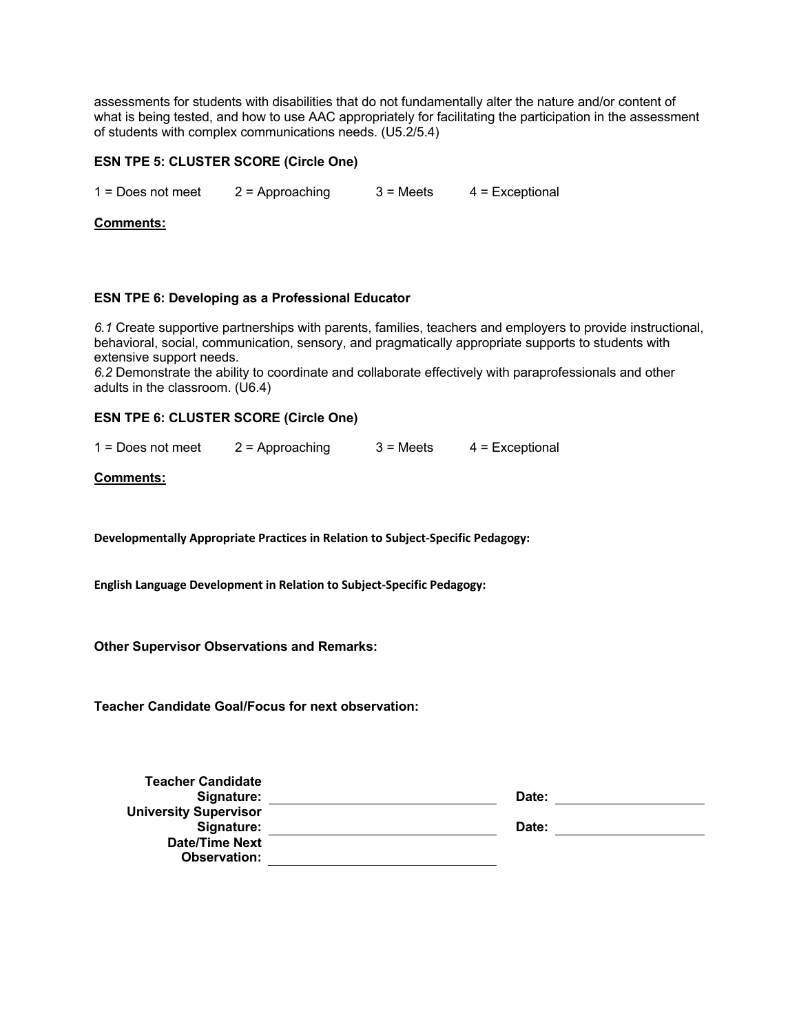assessments for students with disabilities that do not fundamentally alter the nature and/or content of what is being tested, and how to use AAC appropriately for facilitating the participation in the assessment of students with complex communications needs. (U5.2/5.4)

**ESN TPE 5: CLUSTER SCORE (Circle One)**

1 = Does not meet  2 = Approaching  3 = Meets  4 = Exceptional

**Comments:**

**ESN TPE 6: Developing as a Professional Educator**

*6.1* Create supportive partnerships with parents, families, teachers and employers to provide instructional, behavioral, social, communication, sensory, and pragmatically appropriate supports to students with extensive support needs.
*6.2* Demonstrate the ability to coordinate and collaborate effectively with paraprofessionals and other adults in the classroom. (U6.4)

**ESN TPE 6: CLUSTER SCORE (Circle One)**

1 = Does not meet  2 = Approaching  3 = Meets  4 = Exceptional

**Comments:**

**Developmentally Appropriate Practices in Relation to Subject-Specific Pedagogy:**

**English Language Development in Relation to Subject-Specific Pedagogy:**

**Other Supervisor Observations and Remarks:**

**Teacher Candidate Goal/Focus for next observation:**

**Teacher Candidate Signature:** ______________________ **Date:** ______________

**University Supervisor Signature:** ______________________ **Date:** ______________

**Date/Time Next Observation:** ______________________